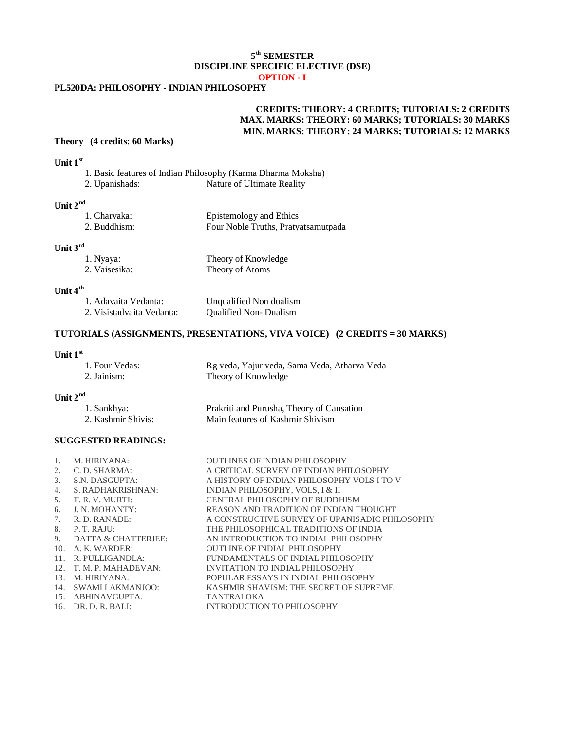# 5th SEMESTER
## DISCIPLINE SPECIFIC ELECTIVE (DSE)
### OPTION - I

**PL520DA: PHILOSOPHY - INDIAN PHILOSOPHY**

**CREDITS: THEORY: 4 CREDITS; TUTORIALS: 2 CREDITS**
**MAX. MARKS: THEORY: 60 MARKS; TUTORIALS: 30 MARKS**
**MIN. MARKS: THEORY: 24 MARKS; TUTORIALS: 12 MARKS**

**Theory (4 credits: 60 Marks)**

**Unit 1st**

1. Basic features of Indian Philosophy (Karma Dharma Moksha)
2. Upanishads: Nature of Ultimate Reality

**Unit 2nd**

1. Charvaka: Epistemology and Ethics
2. Buddhism: Four Noble Truths, Pratyatsamutpada

**Unit 3rd**

1. Nyaya: Theory of Knowledge
2. Vaisesika: Theory of Atoms

**Unit 4th**

1. Adavaita Vedanta: Unqualified Non dualism
2. Visistadvaita Vedanta: Qualified Non- Dualism

**TUTORIALS (ASSIGNMENTS, PRESENTATIONS, VIVA VOICE) (2 CREDITS = 30 MARKS)**

**Unit 1st**

1. Four Vedas: Rg veda, Yajur veda, Sama Veda, Atharva Veda
2. Jainism: Theory of Knowledge

**Unit 2nd**

1. Sankhya: Prakriti and Purusha, Theory of Causation
2. Kashmir Shivis: Main features of Kashmir Shivism

**SUGGESTED READINGS:**

1. M. HIRIYANA: OUTLINES OF INDIAN PHILOSOPHY
2. C. D. SHARMA: A CRITICAL SURVEY OF INDIAN PHILOSOPHY
3. S.N. DASGUPTA: A HISTORY OF INDIAN PHILOSOPHY VOLS I TO V
4. S. RADHAKRISHNAN: INDIAN PHILOSOPHY, VOLS, I & II
5. T. R. V. MURTI: CENTRAL PHILOSOPHY OF BUDDHISM
6. J. N. MOHANTY: REASON AND TRADITION OF INDIAN THOUGHT
7. R. D. RANADE: A CONSTRUCTIVE SURVEY OF UPANISADIC PHILOSOPHY
8. P. T. RAJU: THE PHILOSOPHICAL TRADITIONS OF INDIA
9. DATTA & CHATTERJEE: AN INTRODUCTION TO INDIAL PHILOSOPHY
10. A. K. WARDER: OUTLINE OF INDIAL PHILOSOPHY
11. R. PULLIGANDLA: FUNDAMENTALS OF INDIAL PHILOSOPHY
12. T. M. P. MAHADEVAN: INVITATION TO INDIAL PHILOSOPHY
13. M. HIRIYANA: POPULAR ESSAYS IN INDIAL PHILOSOPHY
14. SWAMI LAKMANJOO: KASHMIR SHAVISM: THE SECRET OF SUPREME
15. ABHINAVGUPTA: TANTRALOKA
16. DR. D. R. BALI: INTRODUCTION TO PHILOSOPHY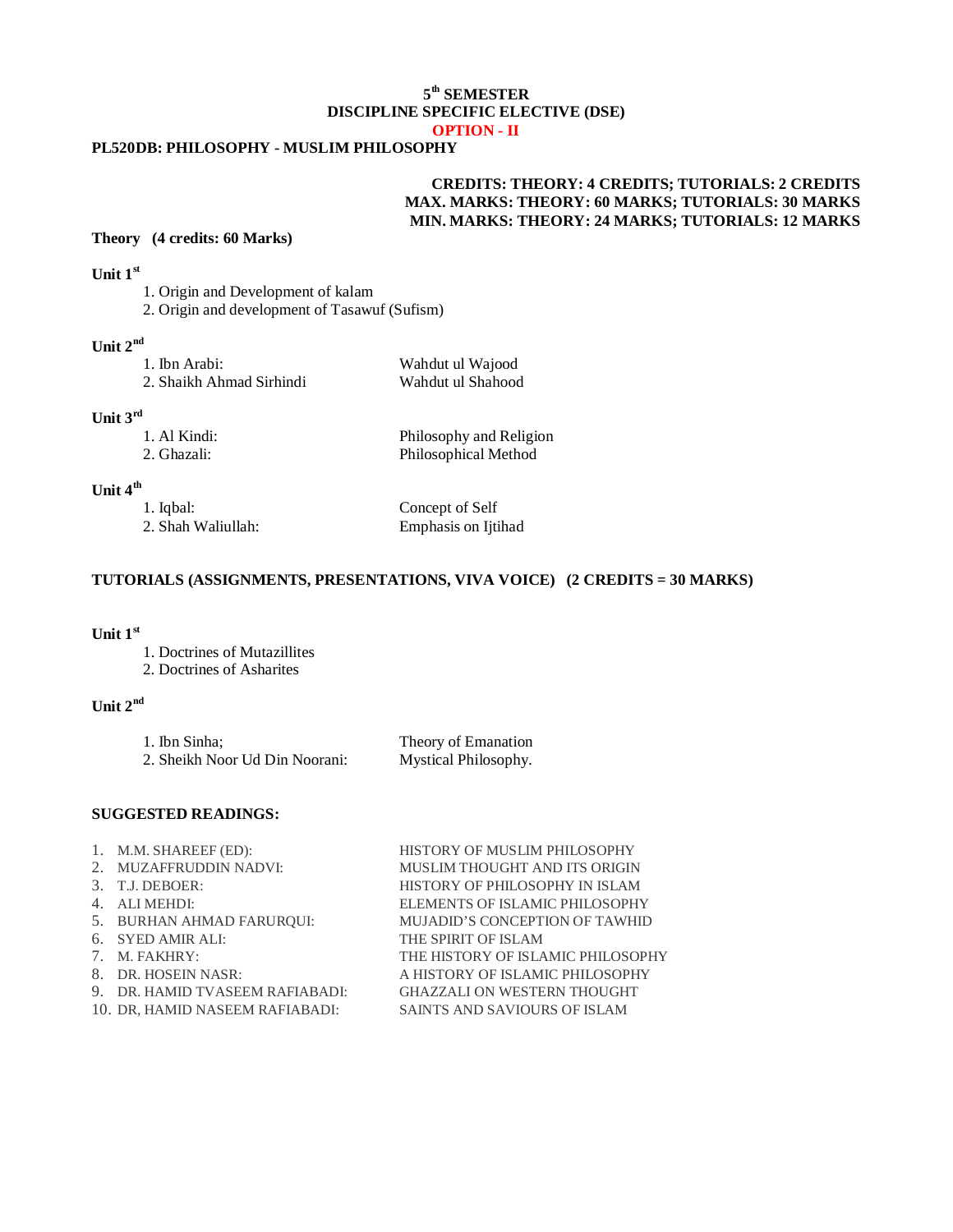**5th SEMESTER**
**DISCIPLINE SPECIFIC ELECTIVE (DSE)**
**OPTION - II**

**PL520DB: PHILOSOPHY - MUSLIM PHILOSOPHY**

**CREDITS: THEORY: 4 CREDITS; TUTORIALS: 2 CREDITS**
**MAX. MARKS: THEORY: 60 MARKS; TUTORIALS: 30 MARKS**
**MIN. MARKS: THEORY: 24 MARKS; TUTORIALS: 12 MARKS**

**Theory (4 credits: 60 Marks)**

**Unit 1st**

1. Origin and Development of kalam
2. Origin and development of Tasawuf (Sufism)

**Unit 2nd**

1. Ibn Arabi: Wahdut ul Wajood
2. Shaikh Ahmad Sirhindi Wahdut ul Shahood

**Unit 3rd**

1. Al Kindi: Philosophy and Religion
2. Ghazali: Philosophical Method

**Unit 4th**

1. Iqbal: Concept of Self
2. Shah Waliullah: Emphasis on Ijtihad

**TUTORIALS (ASSIGNMENTS, PRESENTATIONS, VIVA VOICE) (2 CREDITS = 30 MARKS)**

**Unit 1st**

1. Doctrines of Mutazillites
2. Doctrines of Asharites

**Unit 2nd**

1. Ibn Sinha; Theory of Emanation
2. Sheikh Noor Ud Din Noorani: Mystical Philosophy.

**SUGGESTED READINGS:**

1. M.M. SHAREEF (ED): HISTORY OF MUSLIM PHILOSOPHY
2. MUZAFFRUDDIN NADVI: MUSLIM THOUGHT AND ITS ORIGIN
3. T.J. DEBOER: HISTORY OF PHILOSOPHY IN ISLAM
4. ALI MEHDI: ELEMENTS OF ISLAMIC PHILOSOPHY
5. BURHAN AHMAD FARURQUI: MUJADID'S CONCEPTION OF TAWHID
6. SYED AMIR ALI: THE SPIRIT OF ISLAM
7. M. FAKHRY: THE HISTORY OF ISLAMIC PHILOSOPHY
8. DR. HOSEIN NASR: A HISTORY OF ISLAMIC PHILOSOPHY
9. DR. HAMID TVASEEM RAFIABADI: GHAZZALI ON WESTERN THOUGHT
10. DR, HAMID NASEEM RAFIABADI: SAINTS AND SAVIOURS OF ISLAM